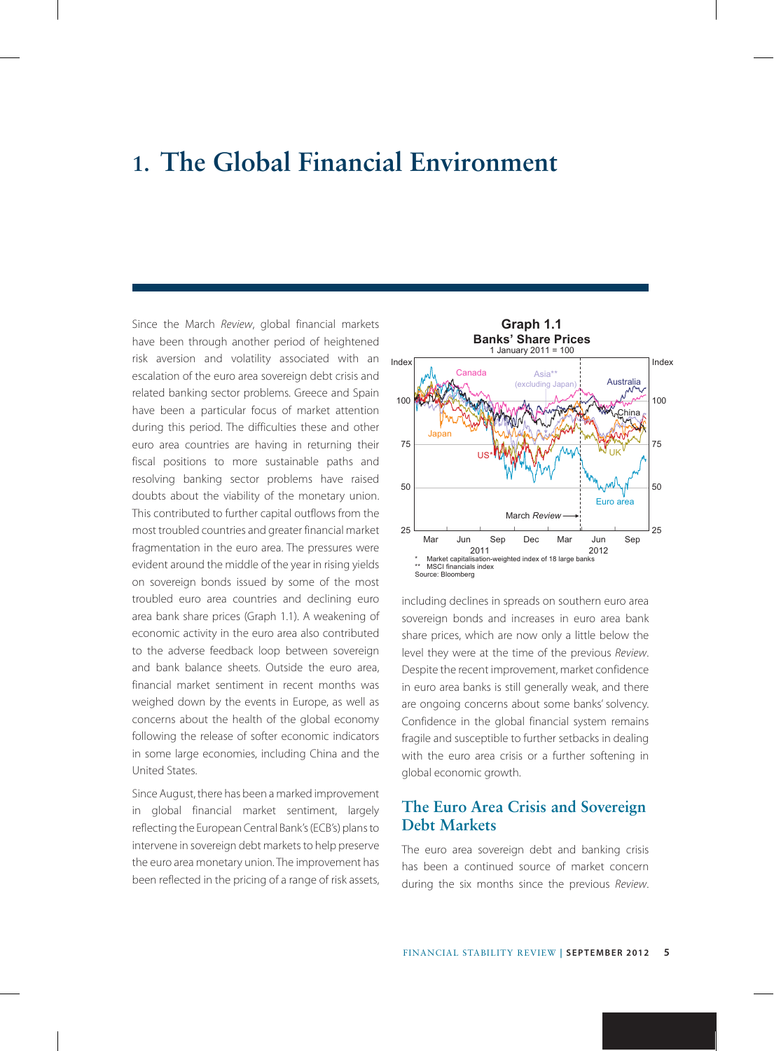# 1. The Global Financial Environment

Since the March *Review*, global financial markets have been through another period of heightened risk aversion and volatility associated with an escalation of the euro area sovereign debt crisis and related banking sector problems. Greece and Spain have been a particular focus of market attention during this period. The difficulties these and other euro area countries are having in returning their fiscal positions to more sustainable paths and resolving banking sector problems have raised doubts about the viability of the monetary union. This contributed to further capital outflows from the most troubled countries and greater financial market fragmentation in the euro area. The pressures were evident around the middle of the year in rising yields on sovereign bonds issued by some of the most troubled euro area countries and declining euro area bank share prices (Graph 1.1). A weakening of economic activity in the euro area also contributed to the adverse feedback loop between sovereign and bank balance sheets. Outside the euro area, financial market sentiment in recent months was weighed down by the events in Europe, as well as concerns about the health of the global economy following the release of softer economic indicators in some large economies, including China and the United States.

**Graph 1.1**
**Banks' Share Prices**
1 January 2011 = 100

\* Market capitalisation-weighted index of 18 large banks
\*\* MSCI financials index
Source: Bloomberg

Since August, there has been a marked improvement in global financial market sentiment, largely reflecting the European Central Bank's (ECB's) plans to intervene in sovereign debt markets to help preserve the euro area monetary union. The improvement has been reflected in the pricing of a range of risk assets, including declines in spreads on southern euro area sovereign bonds and increases in euro area bank share prices, which are now only a little below the level they were at the time of the previous *Review*. Despite the recent improvement, market confidence in euro area banks is still generally weak, and there are ongoing concerns about some banks' solvency. Confidence in the global financial system remains fragile and susceptible to further setbacks in dealing with the euro area crisis or a further softening in global economic growth.

## The Euro Area Crisis and Sovereign Debt Markets

The euro area sovereign debt and banking crisis has been a continued source of market concern during the six months since the previous *Review*.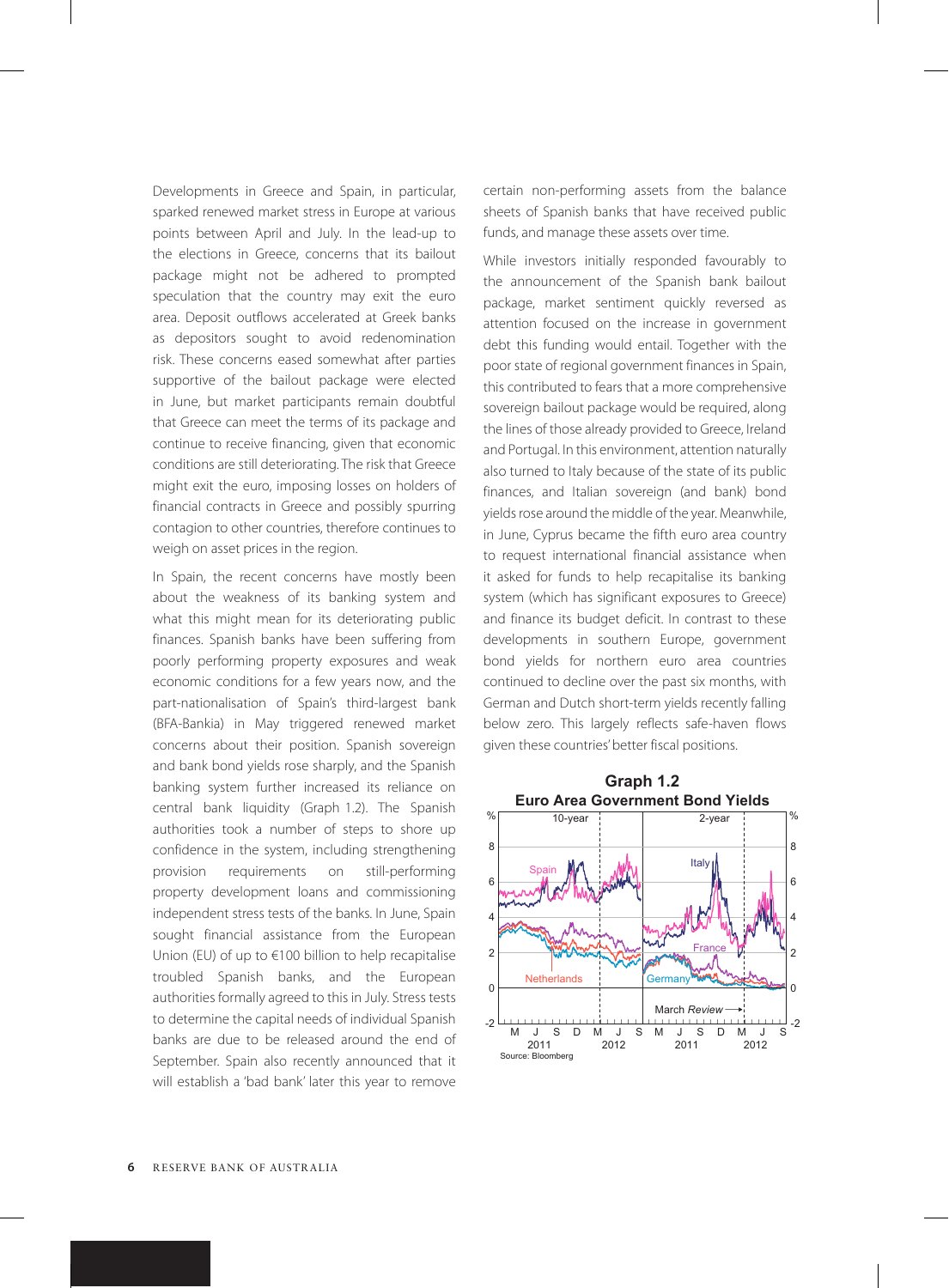Developments in Greece and Spain, in particular, sparked renewed market stress in Europe at various points between April and July. In the lead-up to the elections in Greece, concerns that its bailout package might not be adhered to prompted speculation that the country may exit the euro area. Deposit outflows accelerated at Greek banks as depositors sought to avoid redenomination risk. These concerns eased somewhat after parties supportive of the bailout package were elected in June, but market participants remain doubtful that Greece can meet the terms of its package and continue to receive financing, given that economic conditions are still deteriorating. The risk that Greece might exit the euro, imposing losses on holders of financial contracts in Greece and possibly spurring contagion to other countries, therefore continues to weigh on asset prices in the region.

In Spain, the recent concerns have mostly been about the weakness of its banking system and what this might mean for its deteriorating public finances. Spanish banks have been suffering from poorly performing property exposures and weak economic conditions for a few years now, and the part-nationalisation of Spain's third-largest bank (BFA-Bankia) in May triggered renewed market concerns about their position. Spanish sovereign and bank bond yields rose sharply, and the Spanish banking system further increased its reliance on central bank liquidity (Graph 1.2). The Spanish authorities took a number of steps to shore up confidence in the system, including strengthening provision requirements on still-performing property development loans and commissioning independent stress tests of the banks. In June, Spain sought financial assistance from the European Union (EU) of up to €100 billion to help recapitalise troubled Spanish banks, and the European authorities formally agreed to this in July. Stress tests to determine the capital needs of individual Spanish banks are due to be released around the end of September. Spain also recently announced that it will establish a 'bad bank' later this year to remove certain non-performing assets from the balance sheets of Spanish banks that have received public funds, and manage these assets over time.

While investors initially responded favourably to the announcement of the Spanish bank bailout package, market sentiment quickly reversed as attention focused on the increase in government debt this funding would entail. Together with the poor state of regional government finances in Spain, this contributed to fears that a more comprehensive sovereign bailout package would be required, along the lines of those already provided to Greece, Ireland and Portugal. In this environment, attention naturally also turned to Italy because of the state of its public finances, and Italian sovereign (and bank) bond yields rose around the middle of the year. Meanwhile, in June, Cyprus became the fifth euro area country to request international financial assistance when it asked for funds to help recapitalise its banking system (which has significant exposures to Greece) and finance its budget deficit. In contrast to these developments in southern Europe, government bond yields for northern euro area countries continued to decline over the past six months, with German and Dutch short-term yields recently falling below zero. This largely reflects safe-haven flows given these countries' better fiscal positions.

**Graph 1.2**
**Euro Area Government Bond Yields**

Source: Bloomberg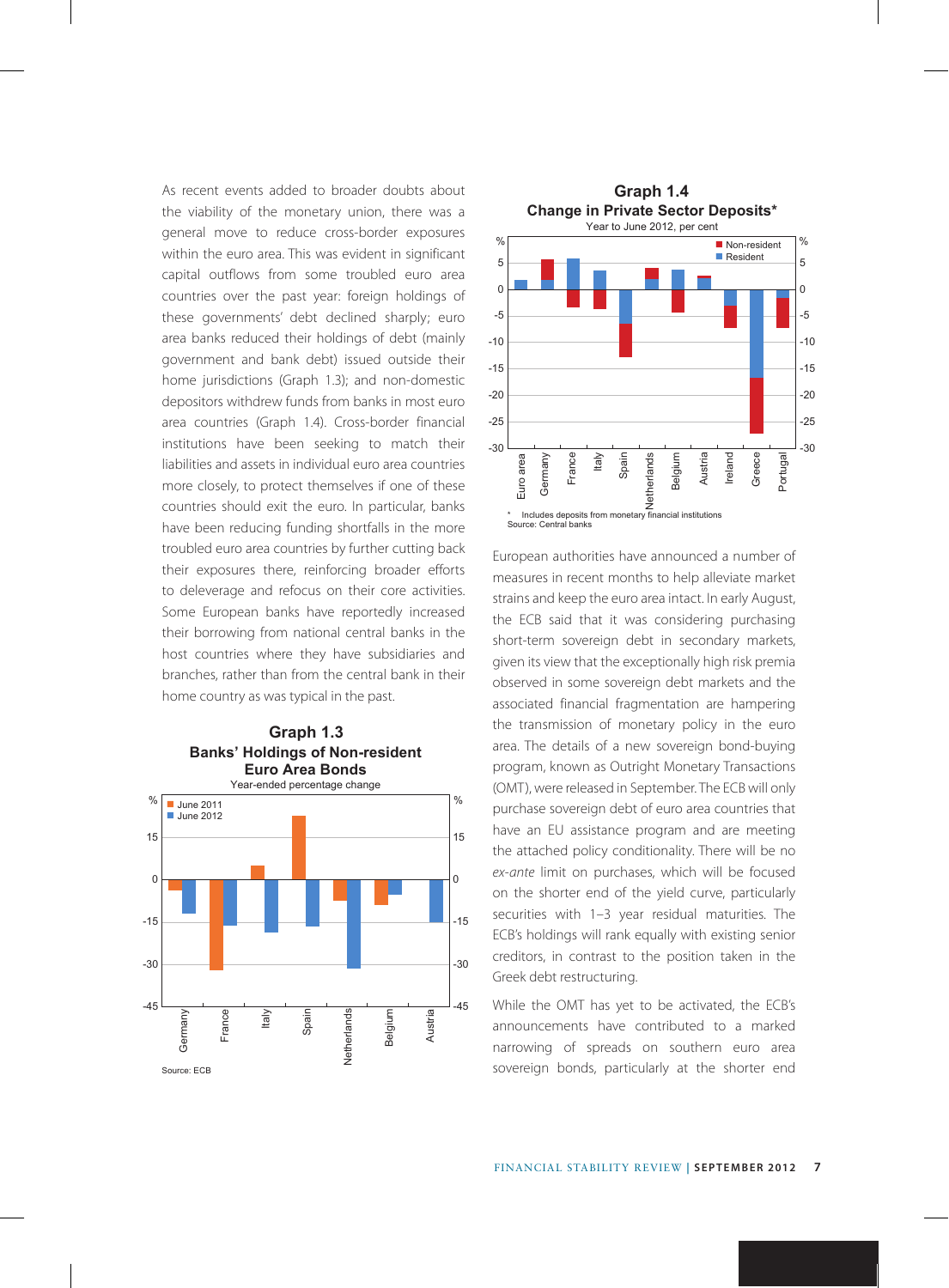As recent events added to broader doubts about the viability of the monetary union, there was a general move to reduce cross-border exposures within the euro area. This was evident in significant capital outflows from some troubled euro area countries over the past year: foreign holdings of these governments' debt declined sharply; euro area banks reduced their holdings of debt (mainly government and bank debt) issued outside their home jurisdictions (Graph 1.3); and non-domestic depositors withdrew funds from banks in most euro area countries (Graph 1.4). Cross-border financial institutions have been seeking to match their liabilities and assets in individual euro area countries more closely, to protect themselves if one of these countries should exit the euro. In particular, banks have been reducing funding shortfalls in the more troubled euro area countries by further cutting back their exposures there, reinforcing broader efforts to deleverage and refocus on their core activities. Some European banks have reportedly increased their borrowing from national central banks in the host countries where they have subsidiaries and branches, rather than from the central bank in their home country as was typical in the past.

**Graph 1.3**
**Banks' Holdings of Non-resident Euro Area Bonds**
Year-ended percentage change

Source: ECB

**Graph 1.4**
**Change in Private Sector Deposits***
Year to June 2012, per cent

\* Includes deposits from monetary financial institutions
Source: Central banks

European authorities have announced a number of measures in recent months to help alleviate market strains and keep the euro area intact. In early August, the ECB said that it was considering purchasing short-term sovereign debt in secondary markets, given its view that the exceptionally high risk premia observed in some sovereign debt markets and the associated financial fragmentation are hampering the transmission of monetary policy in the euro area. The details of a new sovereign bond-buying program, known as Outright Monetary Transactions (OMT), were released in September. The ECB will only purchase sovereign debt of euro area countries that have an EU assistance program and are meeting the attached policy conditionality. There will be no *ex-ante* limit on purchases, which will be focused on the shorter end of the yield curve, particularly securities with 1–3 year residual maturities. The ECB's holdings will rank equally with existing senior creditors, in contrast to the position taken in the Greek debt restructuring.

While the OMT has yet to be activated, the ECB's announcements have contributed to a marked narrowing of spreads on southern euro area sovereign bonds, particularly at the shorter end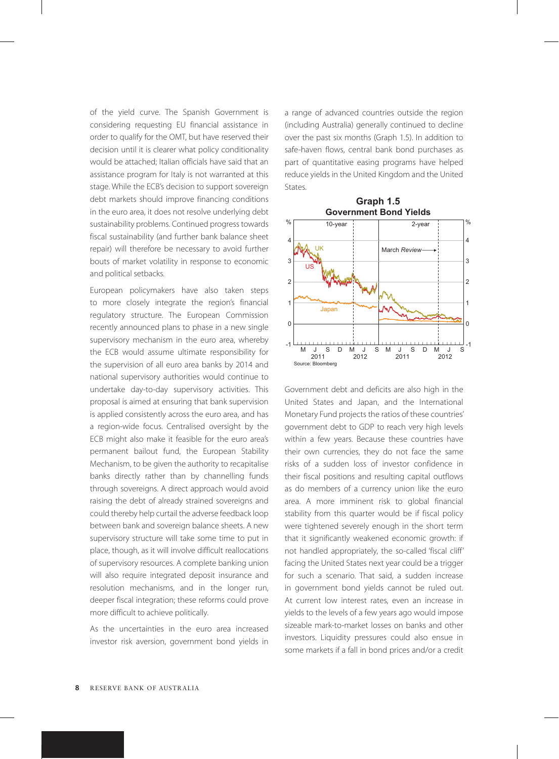of the yield curve. The Spanish Government is considering requesting EU financial assistance in order to qualify for the OMT, but have reserved their decision until it is clearer what policy conditionality would be attached; Italian officials have said that an assistance program for Italy is not warranted at this stage. While the ECB's decision to support sovereign debt markets should improve financing conditions in the euro area, it does not resolve underlying debt sustainability problems. Continued progress towards fiscal sustainability (and further bank balance sheet repair) will therefore be necessary to avoid further bouts of market volatility in response to economic and political setbacks.

European policymakers have also taken steps to more closely integrate the region's financial regulatory structure. The European Commission recently announced plans to phase in a new single supervisory mechanism in the euro area, whereby the ECB would assume ultimate responsibility for the supervision of all euro area banks by 2014 and national supervisory authorities would continue to undertake day-to-day supervisory activities. This proposal is aimed at ensuring that bank supervision is applied consistently across the euro area, and has a region-wide focus. Centralised oversight by the ECB might also make it feasible for the euro area's permanent bailout fund, the European Stability Mechanism, to be given the authority to recapitalise banks directly rather than by channelling funds through sovereigns. A direct approach would avoid raising the debt of already strained sovereigns and could thereby help curtail the adverse feedback loop between bank and sovereign balance sheets. A new supervisory structure will take some time to put in place, though, as it will involve difficult reallocations of supervisory resources. A complete banking union will also require integrated deposit insurance and resolution mechanisms, and in the longer run, deeper fiscal integration; these reforms could prove more difficult to achieve politically.

As the uncertainties in the euro area increased investor risk aversion, government bond yields in a range of advanced countries outside the region (including Australia) generally continued to decline over the past six months (Graph 1.5). In addition to safe-haven flows, central bank bond purchases as part of quantitative easing programs have helped reduce yields in the United Kingdom and the United States.

**Graph 1.5**
**Government Bond Yields**

Source: Bloomberg

Government debt and deficits are also high in the United States and Japan, and the International Monetary Fund projects the ratios of these countries' government debt to GDP to reach very high levels within a few years. Because these countries have their own currencies, they do not face the same risks of a sudden loss of investor confidence in their fiscal positions and resulting capital outflows as do members of a currency union like the euro area. A more imminent risk to global financial stability from this quarter would be if fiscal policy were tightened severely enough in the short term that it significantly weakened economic growth: if not handled appropriately, the so-called 'fiscal cliff' facing the United States next year could be a trigger for such a scenario. That said, a sudden increase in government bond yields cannot be ruled out. At current low interest rates, even an increase in yields to the levels of a few years ago would impose sizeable mark-to-market losses on banks and other investors. Liquidity pressures could also ensue in some markets if a fall in bond prices and/or a credit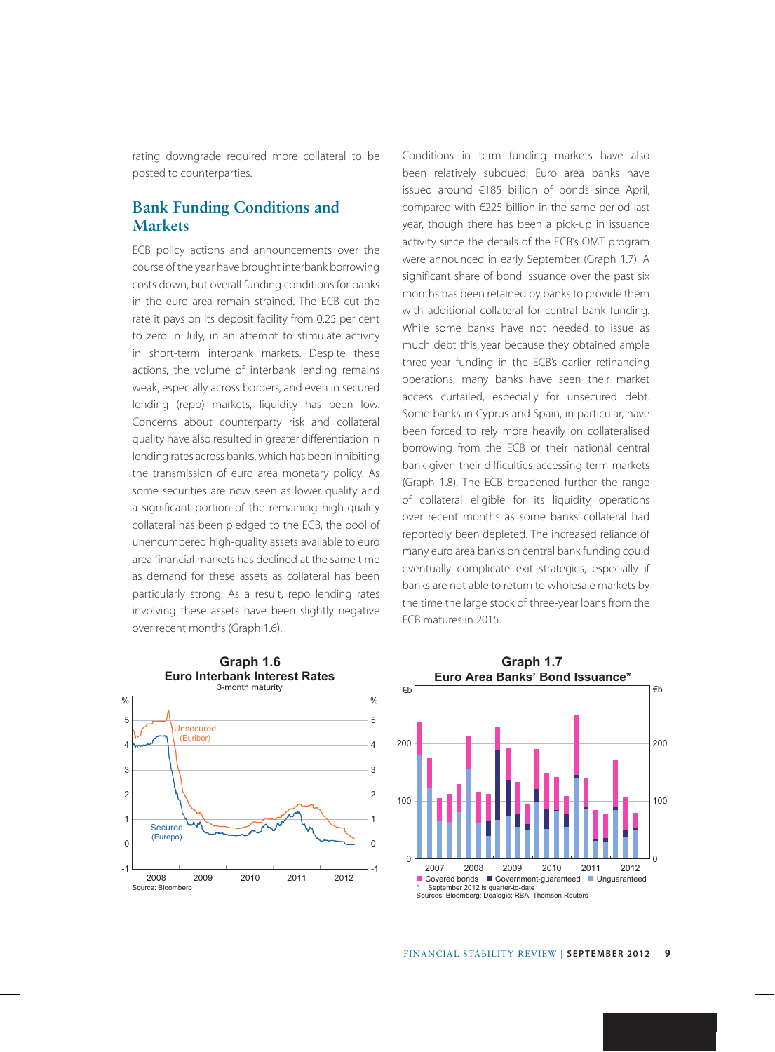rating downgrade required more collateral to be posted to counterparties.

## Bank Funding Conditions and Markets

ECB policy actions and announcements over the course of the year have brought interbank borrowing costs down, but overall funding conditions for banks in the euro area remain strained. The ECB cut the rate it pays on its deposit facility from 0.25 per cent to zero in July, in an attempt to stimulate activity in short-term interbank markets. Despite these actions, the volume of interbank lending remains weak, especially across borders, and even in secured lending (repo) markets, liquidity has been low. Concerns about counterparty risk and collateral quality have also resulted in greater differentiation in lending rates across banks, which has been inhibiting the transmission of euro area monetary policy. As some securities are now seen as lower quality and a significant portion of the remaining high-quality collateral has been pledged to the ECB, the pool of unencumbered high-quality assets available to euro area financial markets has declined at the same time as demand for these assets as collateral has been particularly strong. As a result, repo lending rates involving these assets have been slightly negative over recent months (Graph 1.6).

Conditions in term funding markets have also been relatively subdued. Euro area banks have issued around €185 billion of bonds since April, compared with €225 billion in the same period last year, though there has been a pick-up in issuance activity since the details of the ECB's OMT program were announced in early September (Graph 1.7). A significant share of bond issuance over the past six months has been retained by banks to provide them with additional collateral for central bank funding. While some banks have not needed to issue as much debt this year because they obtained ample three-year funding in the ECB's earlier refinancing operations, many banks have seen their market access curtailed, especially for unsecured debt. Some banks in Cyprus and Spain, in particular, have been forced to rely more heavily on collateralised borrowing from the ECB or their national central bank given their difficulties accessing term markets (Graph 1.8). The ECB broadened further the range of collateral eligible for its liquidity operations over recent months as some banks' collateral had reportedly been depleted. The increased reliance of many euro area banks on central bank funding could eventually complicate exit strategies, especially if banks are not able to return to wholesale markets by the time the large stock of three-year loans from the ECB matures in 2015.

**Graph 1.6**
**Euro Interbank Interest Rates**
3-month maturity

Source: Bloomberg

**Graph 1.7**
**Euro Area Banks' Bond Issuance***

Covered bonds | Government-guaranteed | Unguaranteed

\* September 2012 is quarter-to-date

Sources: Bloomberg; Dealogic; RBA; Thomson Reuters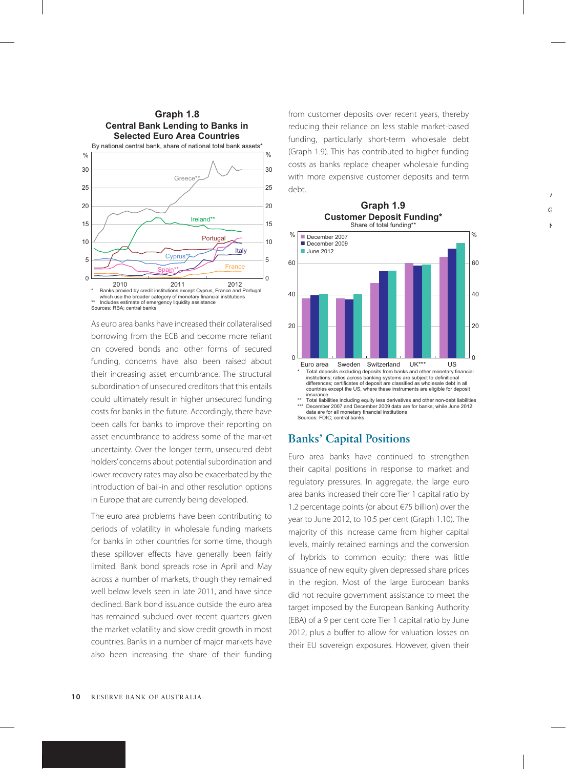**Graph 1.8**
**Central Bank Lending to Banks in Selected Euro Area Countries**
By national central bank, share of national total bank assets*

\* Banks proxied by credit institutions except Cyprus, France and Portugal which use the broader category of monetary financial institutions
\*\* Includes estimate of emergency liquidity assistance
Sources: RBA; central banks

As euro area banks have increased their collateralised borrowing from the ECB and become more reliant on covered bonds and other forms of secured funding, concerns have also been raised about their increasing asset encumbrance. The structural subordination of unsecured creditors that this entails could ultimately result in higher unsecured funding costs for banks in the future. Accordingly, there have been calls for banks to improve their reporting on asset encumbrance to address some of the market uncertainty. Over the longer term, unsecured debt holders' concerns about potential subordination and lower recovery rates may also be exacerbated by the introduction of bail-in and other resolution options in Europe that are currently being developed.

The euro area problems have been contributing to periods of volatility in wholesale funding markets for banks in other countries for some time, though these spillover effects have generally been fairly limited. Bank bond spreads rose in April and May across a number of markets, though they remained well below levels seen in late 2011, and have since declined. Bank bond issuance outside the euro area has remained subdued over recent quarters given the market volatility and slow credit growth in most countries. Banks in a number of major markets have also been increasing the share of their funding from customer deposits over recent years, thereby reducing their reliance on less stable market-based funding, particularly short-term wholesale debt (Graph 1.9). This has contributed to higher funding costs as banks replace cheaper wholesale funding with more expensive customer deposits and term debt.

**Graph 1.9**
**Customer Deposit Funding***
Share of total funding**

\* Total deposits excluding deposits from banks and other monetary financial institutions; ratios across banking systems are subject to definitional differences; certificates of deposit are classified as wholesale debt in all countries except the US, where these instruments are eligible for deposit insurance
\*\* Total liabilities including equity less derivatives and other non-debt liabilities
\*\*\* December 2007 and December 2009 data are for banks, while June 2012 data are for all monetary financial institutions
Sources: FDIC; central banks

## Banks' Capital Positions

Euro area banks have continued to strengthen their capital positions in response to market and regulatory pressures. In aggregate, the large euro area banks increased their core Tier 1 capital ratio by 1.2 percentage points (or about €75 billion) over the year to June 2012, to 10.5 per cent (Graph 1.10). The majority of this increase came from higher capital levels, mainly retained earnings and the conversion of hybrids to common equity; there was little issuance of new equity given depressed share prices in the region. Most of the large European banks did not require government assistance to meet the target imposed by the European Banking Authority (EBA) of a 9 per cent core Tier 1 capital ratio by June 2012, plus a buffer to allow for valuation losses on their EU sovereign exposures. However, given their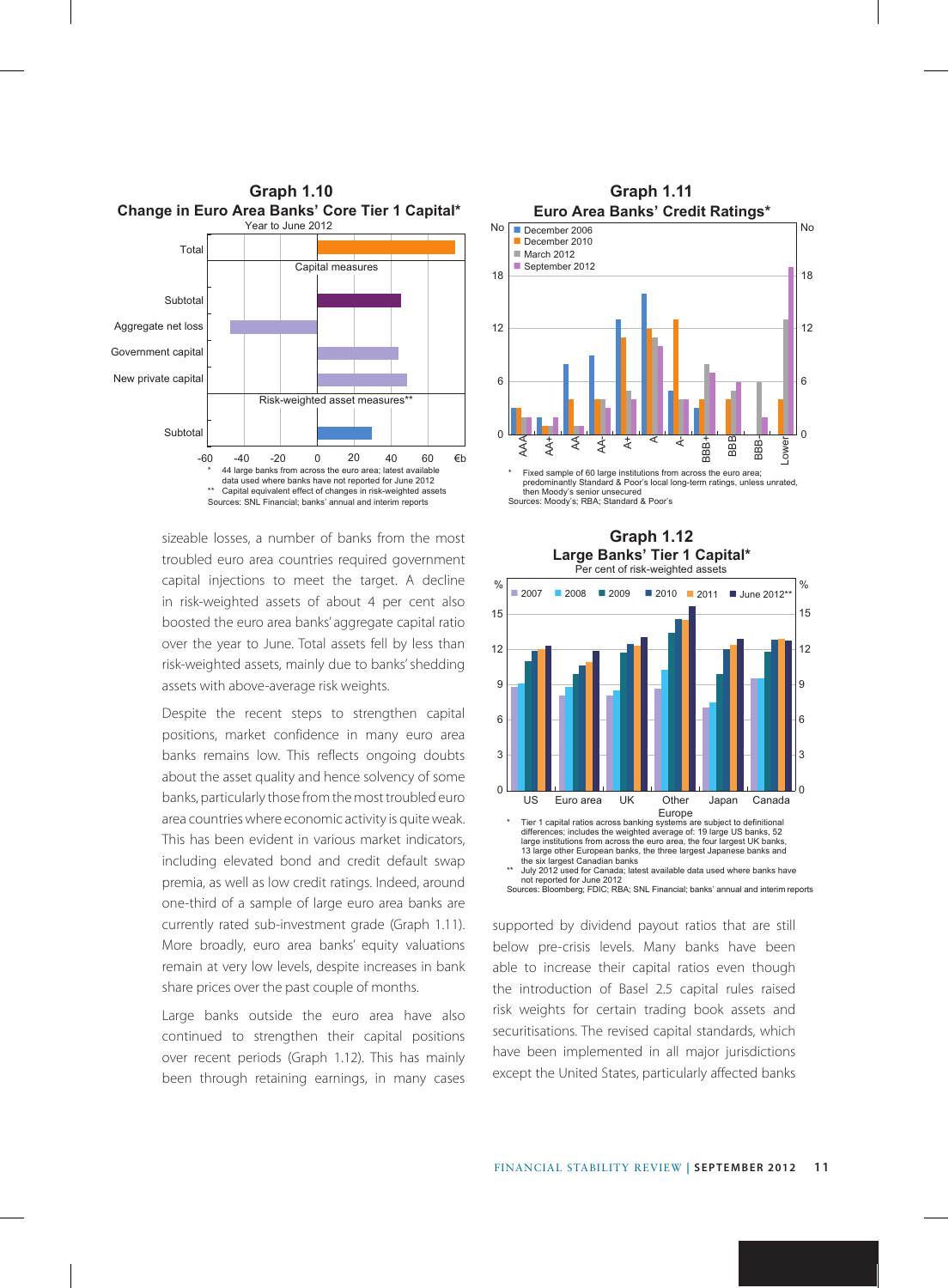**Graph 1.10**
**Change in Euro Area Banks' Core Tier 1 Capital***
Year to June 2012

\* 44 large banks from across the euro area; latest available data used where banks have not reported for June 2012
\*\* Capital equivalent effect of changes in risk-weighted assets
Sources: SNL Financial; banks' annual and interim reports

**Graph 1.11**
**Euro Area Banks' Credit Ratings***

\* Fixed sample of 60 large institutions from across the euro area; predominantly Standard & Poor's local long-term ratings, unless unrated, then Moody's senior unsecured
Sources: Moody's; RBA; Standard & Poor's

sizeable losses, a number of banks from the most troubled euro area countries required government capital injections to meet the target. A decline in risk-weighted assets of about 4 per cent also boosted the euro area banks' aggregate capital ratio over the year to June. Total assets fell by less than risk-weighted assets, mainly due to banks' shedding assets with above-average risk weights.

Despite the recent steps to strengthen capital positions, market confidence in many euro area banks remains low. This reflects ongoing doubts about the asset quality and hence solvency of some banks, particularly those from the most troubled euro area countries where economic activity is quite weak. This has been evident in various market indicators, including elevated bond and credit default swap premia, as well as low credit ratings. Indeed, around one-third of a sample of large euro area banks are currently rated sub-investment grade (Graph 1.11). More broadly, euro area banks' equity valuations remain at very low levels, despite increases in bank share prices over the past couple of months.

Large banks outside the euro area have also continued to strengthen their capital positions over recent periods (Graph 1.12). This has mainly been through retaining earnings, in many cases supported by dividend payout ratios that are still below pre-crisis levels. Many banks have been able to increase their capital ratios even though the introduction of Basel 2.5 capital rules raised risk weights for certain trading book assets and securitisations. The revised capital standards, which have been implemented in all major jurisdictions except the United States, particularly affected banks

**Graph 1.12**
**Large Banks' Tier 1 Capital***
Per cent of risk-weighted assets

\* Tier 1 capital ratios across banking systems are subject to definitional differences; includes the weighted average of: 19 large US banks, 52 large institutions from across the euro area, the four largest UK banks, 13 large other European banks, the three largest Japanese banks and the six largest Canadian banks
\*\* July 2012 used for Canada; latest available data used where banks have not reported for June 2012
Sources: Bloomberg; FDIC; RBA; SNL Financial; banks' annual and interim reports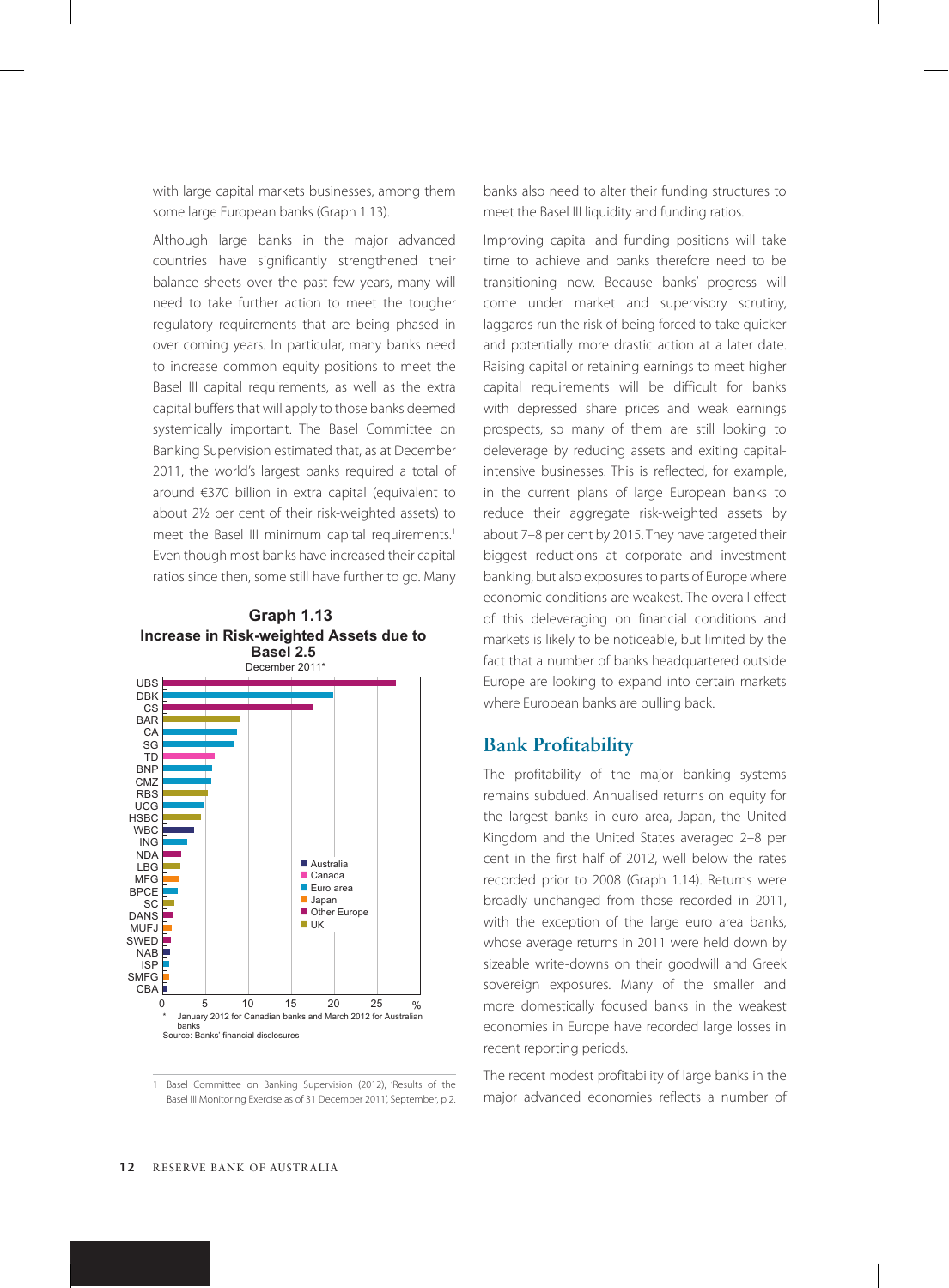with large capital markets businesses, among them some large European banks (Graph 1.13).

Although large banks in the major advanced countries have significantly strengthened their balance sheets over the past few years, many will need to take further action to meet the tougher regulatory requirements that are being phased in over coming years. In particular, many banks need to increase common equity positions to meet the Basel III capital requirements, as well as the extra capital buffers that will apply to those banks deemed systemically important. The Basel Committee on Banking Supervision estimated that, as at December 2011, the world's largest banks required a total of around €370 billion in extra capital (equivalent to about 2½ per cent of their risk-weighted assets) to meet the Basel III minimum capital requirements.[1] Even though most banks have increased their capital ratios since then, some still have further to go. Many banks also need to alter their funding structures to meet the Basel III liquidity and funding ratios.

**Graph 1.13**
**Increase in Risk-weighted Assets due to Basel 2.5**
December 2011*

UBS, DBK, CS, BAR, CA, SG, TD, BNP, CMZ, RBS, UCG, HSBC, WBC, ING, NDA, LBG, MFG, BPCE, SC, DANS, MUFJ, SWED, NAB, ISP, SMFG, CBA

Legend: Australia, Canada, Euro area, Japan, Other Europe, UK

x-axis: 0, 5, 10, 15, 20, 25 %

\* January 2012 for Canadian banks and March 2012 for Australian banks
Source: Banks' financial disclosures

Improving capital and funding positions will take time to achieve and banks therefore need to be transitioning now. Because banks' progress will come under market and supervisory scrutiny, laggards run the risk of being forced to take quicker and potentially more drastic action at a later date. Raising capital or retaining earnings to meet higher capital requirements will be difficult for banks with depressed share prices and weak earnings prospects, so many of them are still looking to deleverage by reducing assets and exiting capital-intensive businesses. This is reflected, for example, in the current plans of large European banks to reduce their aggregate risk-weighted assets by about 7–8 per cent by 2015. They have targeted their biggest reductions at corporate and investment banking, but also exposures to parts of Europe where economic conditions are weakest. The overall effect of this deleveraging on financial conditions and markets is likely to be noticeable, but limited by the fact that a number of banks headquartered outside Europe are looking to expand into certain markets where European banks are pulling back.

## Bank Profitability

The profitability of the major banking systems remains subdued. Annualised returns on equity for the largest banks in euro area, Japan, the United Kingdom and the United States averaged 2–8 per cent in the first half of 2012, well below the rates recorded prior to 2008 (Graph 1.14). Returns were broadly unchanged from those recorded in 2011, with the exception of the large euro area banks, whose average returns in 2011 were held down by sizeable write-downs on their goodwill and Greek sovereign exposures. Many of the smaller and more domestically focused banks in the weakest economies in Europe have recorded large losses in recent reporting periods.

The recent modest profitability of large banks in the major advanced economies reflects a number of

---

1 Basel Committee on Banking Supervision (2012), 'Results of the Basel III Monitoring Exercise as of 31 December 2011', September, p 2.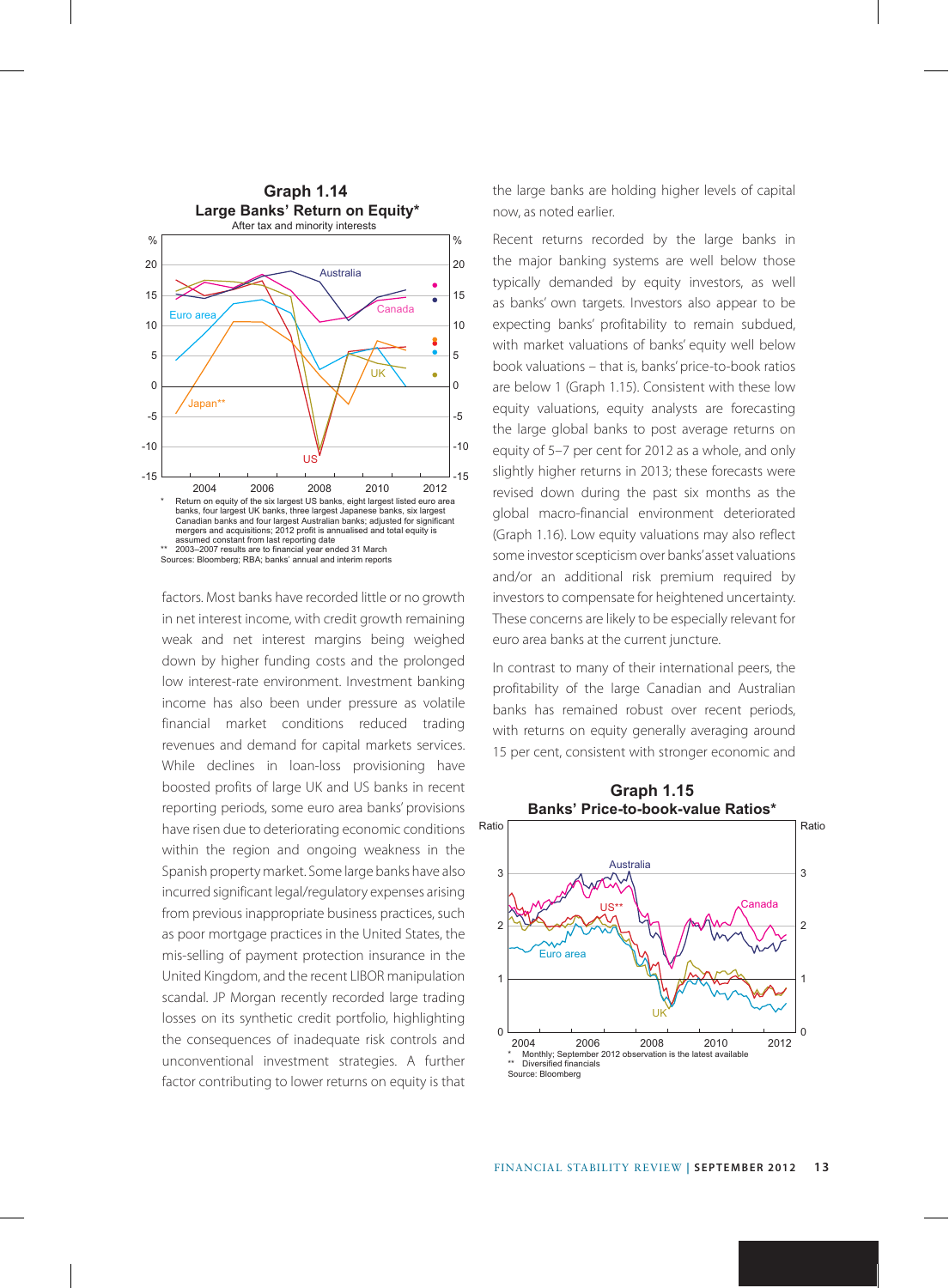**Graph 1.14**

**Large Banks' Return on Equity***

After tax and minority interests

\* Return on equity of the six largest US banks, eight largest listed euro area banks, four largest UK banks, three largest Japanese banks, six largest Canadian banks and four largest Australian banks; adjusted for significant mergers and acquisitions; 2012 profit is annualised and total equity is assumed constant from last reporting date

\*\* 2003–2007 results are to financial year ended 31 March

Sources: Bloomberg; RBA; banks' annual and interim reports

factors. Most banks have recorded little or no growth in net interest income, with credit growth remaining weak and net interest margins being weighed down by higher funding costs and the prolonged low interest-rate environment. Investment banking income has also been under pressure as volatile financial market conditions reduced trading revenues and demand for capital markets services. While declines in loan-loss provisioning have boosted profits of large UK and US banks in recent reporting periods, some euro area banks' provisions have risen due to deteriorating economic conditions within the region and ongoing weakness in the Spanish property market. Some large banks have also incurred significant legal/regulatory expenses arising from previous inappropriate business practices, such as poor mortgage practices in the United States, the mis-selling of payment protection insurance in the United Kingdom, and the recent LIBOR manipulation scandal. JP Morgan recently recorded large trading losses on its synthetic credit portfolio, highlighting the consequences of inadequate risk controls and unconventional investment strategies. A further factor contributing to lower returns on equity is that the large banks are holding higher levels of capital now, as noted earlier.

Recent returns recorded by the large banks in the major banking systems are well below those typically demanded by equity investors, as well as banks' own targets. Investors also appear to be expecting banks' profitability to remain subdued, with market valuations of banks' equity well below book valuations – that is, banks' price-to-book ratios are below 1 (Graph 1.15). Consistent with these low equity valuations, equity analysts are forecasting the large global banks to post average returns on equity of 5–7 per cent for 2012 as a whole, and only slightly higher returns in 2013; these forecasts were revised down during the past six months as the global macro-financial environment deteriorated (Graph 1.16). Low equity valuations may also reflect some investor scepticism over banks' asset valuations and/or an additional risk premium required by investors to compensate for heightened uncertainty. These concerns are likely to be especially relevant for euro area banks at the current juncture.

In contrast to many of their international peers, the profitability of the large Canadian and Australian banks has remained robust over recent periods, with returns on equity generally averaging around 15 per cent, consistent with stronger economic and

**Graph 1.15**

**Banks' Price-to-book-value Ratios***

\* Monthly; September 2012 observation is the latest available

\*\* Diversified financials

Source: Bloomberg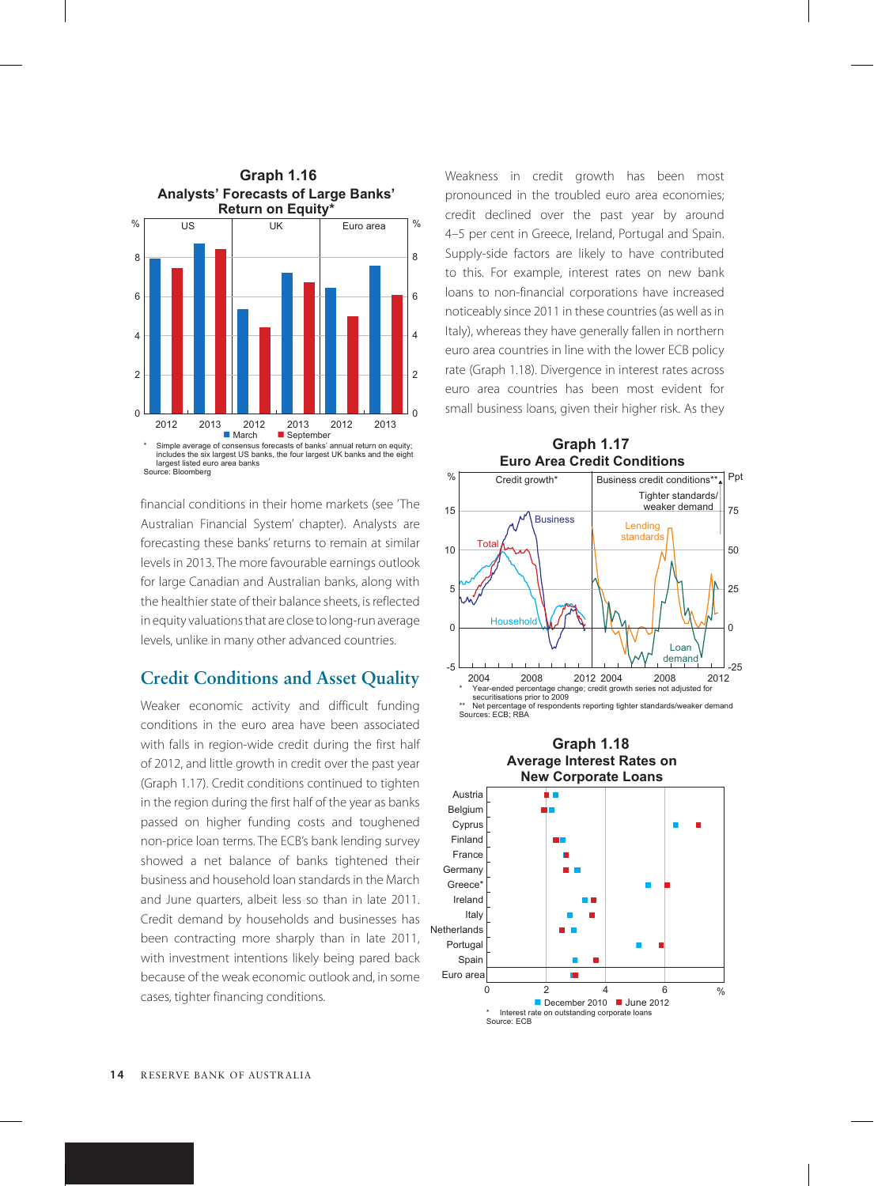**Graph 1.16**
**Analysts' Forecasts of Large Banks' Return on Equity***

* Simple average of consensus forecasts of banks' annual return on equity; includes the six largest US banks, the four largest UK banks and the eight largest listed euro area banks

Source: Bloomberg

financial conditions in their home markets (see 'The Australian Financial System' chapter). Analysts are forecasting these banks' returns to remain at similar levels in 2013. The more favourable earnings outlook for large Canadian and Australian banks, along with the healthier state of their balance sheets, is reflected in equity valuations that are close to long-run average levels, unlike in many other advanced countries.

## Credit Conditions and Asset Quality

Weaker economic activity and difficult funding conditions in the euro area have been associated with falls in region-wide credit during the first half of 2012, and little growth in credit over the past year (Graph 1.17). Credit conditions continued to tighten in the region during the first half of the year as banks passed on higher funding costs and toughened non-price loan terms. The ECB's bank lending survey showed a net balance of banks tightened their business and household loan standards in the March and June quarters, albeit less so than in late 2011. Credit demand by households and businesses has been contracting more sharply than in late 2011, with investment intentions likely being pared back because of the weak economic outlook and, in some cases, tighter financing conditions.

Weakness in credit growth has been most pronounced in the troubled euro area economies; credit declined over the past year by around 4–5 per cent in Greece, Ireland, Portugal and Spain. Supply-side factors are likely to have contributed to this. For example, interest rates on new bank loans to non-financial corporations have increased noticeably since 2011 in these countries (as well as in Italy), whereas they have generally fallen in northern euro area countries in line with the lower ECB policy rate (Graph 1.18). Divergence in interest rates across euro area countries has been most evident for small business loans, given their higher risk. As they

**Graph 1.17**
**Euro Area Credit Conditions**

* Year-ended percentage change; credit growth series not adjusted for securitisations prior to 2009

** Net percentage of respondents reporting tighter standards/weaker demand

Sources: ECB; RBA

**Graph 1.18**
**Average Interest Rates on New Corporate Loans**

* Interest rate on outstanding corporate loans

Source: ECB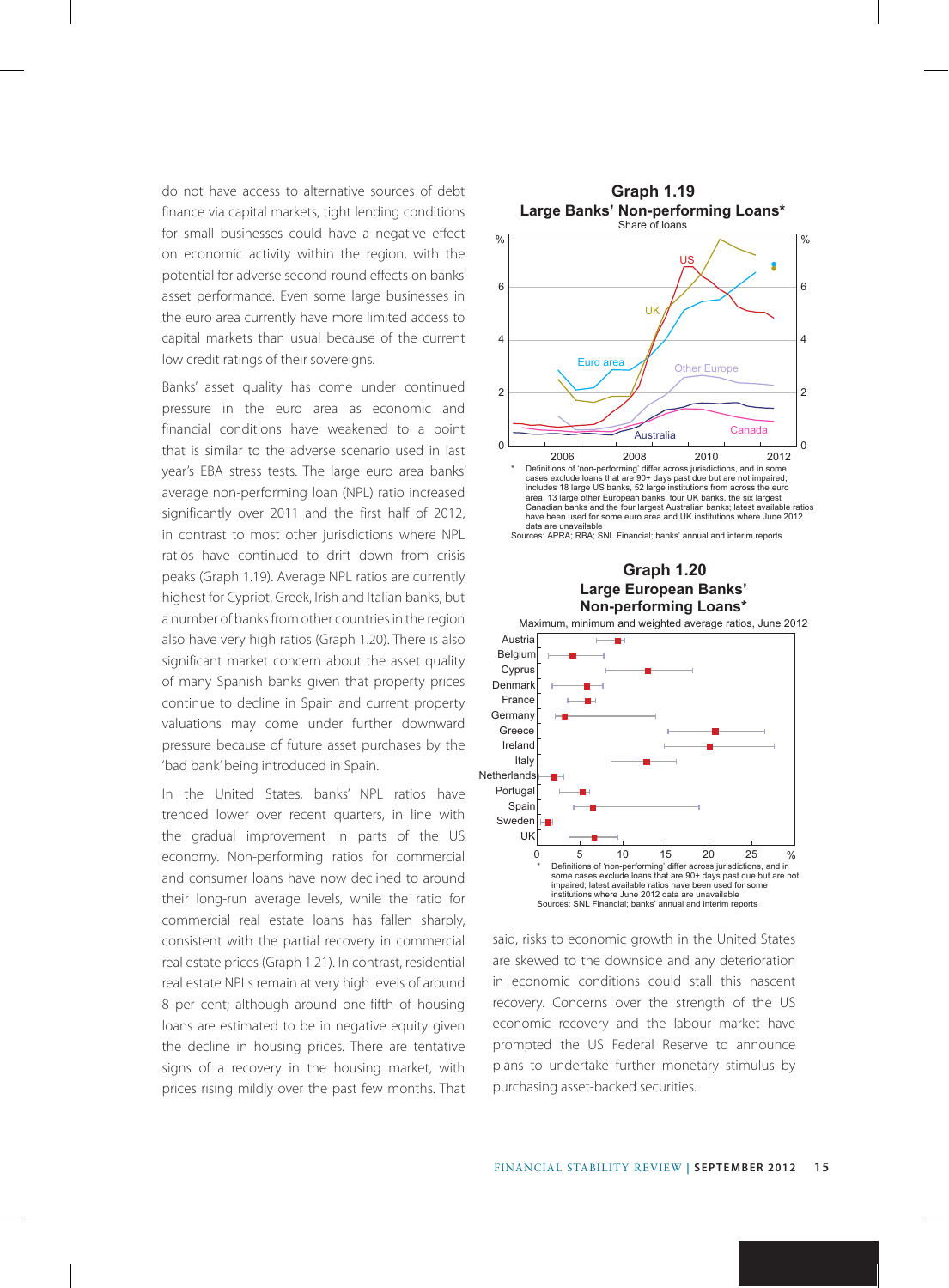do not have access to alternative sources of debt finance via capital markets, tight lending conditions for small businesses could have a negative effect on economic activity within the region, with the potential for adverse second-round effects on banks' asset performance. Even some large businesses in the euro area currently have more limited access to capital markets than usual because of the current low credit ratings of their sovereigns.

Banks' asset quality has come under continued pressure in the euro area as economic and financial conditions have weakened to a point that is similar to the adverse scenario used in last year's EBA stress tests. The large euro area banks' average non-performing loan (NPL) ratio increased significantly over 2011 and the first half of 2012, in contrast to most other jurisdictions where NPL ratios have continued to drift down from crisis peaks (Graph 1.19). Average NPL ratios are currently highest for Cypriot, Greek, Irish and Italian banks, but a number of banks from other countries in the region also have very high ratios (Graph 1.20). There is also significant market concern about the asset quality of many Spanish banks given that property prices continue to decline in Spain and current property valuations may come under further downward pressure because of future asset purchases by the 'bad bank' being introduced in Spain.

In the United States, banks' NPL ratios have trended lower over recent quarters, in line with the gradual improvement in parts of the US economy. Non-performing ratios for commercial and consumer loans have now declined to around their long-run average levels, while the ratio for commercial real estate loans has fallen sharply, consistent with the partial recovery in commercial real estate prices (Graph 1.21). In contrast, residential real estate NPLs remain at very high levels of around 8 per cent; although around one-fifth of housing loans are estimated to be in negative equity given the decline in housing prices. There are tentative signs of a recovery in the housing market, with prices rising mildly over the past few months. That said, risks to economic growth in the United States are skewed to the downside and any deterioration in economic conditions could stall this nascent recovery. Concerns over the strength of the US economic recovery and the labour market have prompted the US Federal Reserve to announce plans to undertake further monetary stimulus by purchasing asset-backed securities.

**Graph 1.19**
**Large Banks' Non-performing Loans***
Share of loans

\* Definitions of 'non-performing' differ across jurisdictions, and in some cases exclude loans that are 90+ days past due but are not impaired; includes 18 large US banks, 52 large institutions from across the euro area, 13 large other European banks, four UK banks, the six largest Canadian banks and the four largest Australian banks; latest available ratios have been used for some euro area and UK institutions where June 2012 data are unavailable

Sources: APRA; RBA; SNL Financial; banks' annual and interim reports

**Graph 1.20**
**Large European Banks' Non-performing Loans***
Maximum, minimum and weighted average ratios, June 2012

\* Definitions of 'non-performing' differ across jurisdictions, and in some cases exclude loans that are 90+ days past due but are not impaired; latest available ratios have been used for some institutions where June 2012 data are unavailable

Sources: SNL Financial; banks' annual and interim reports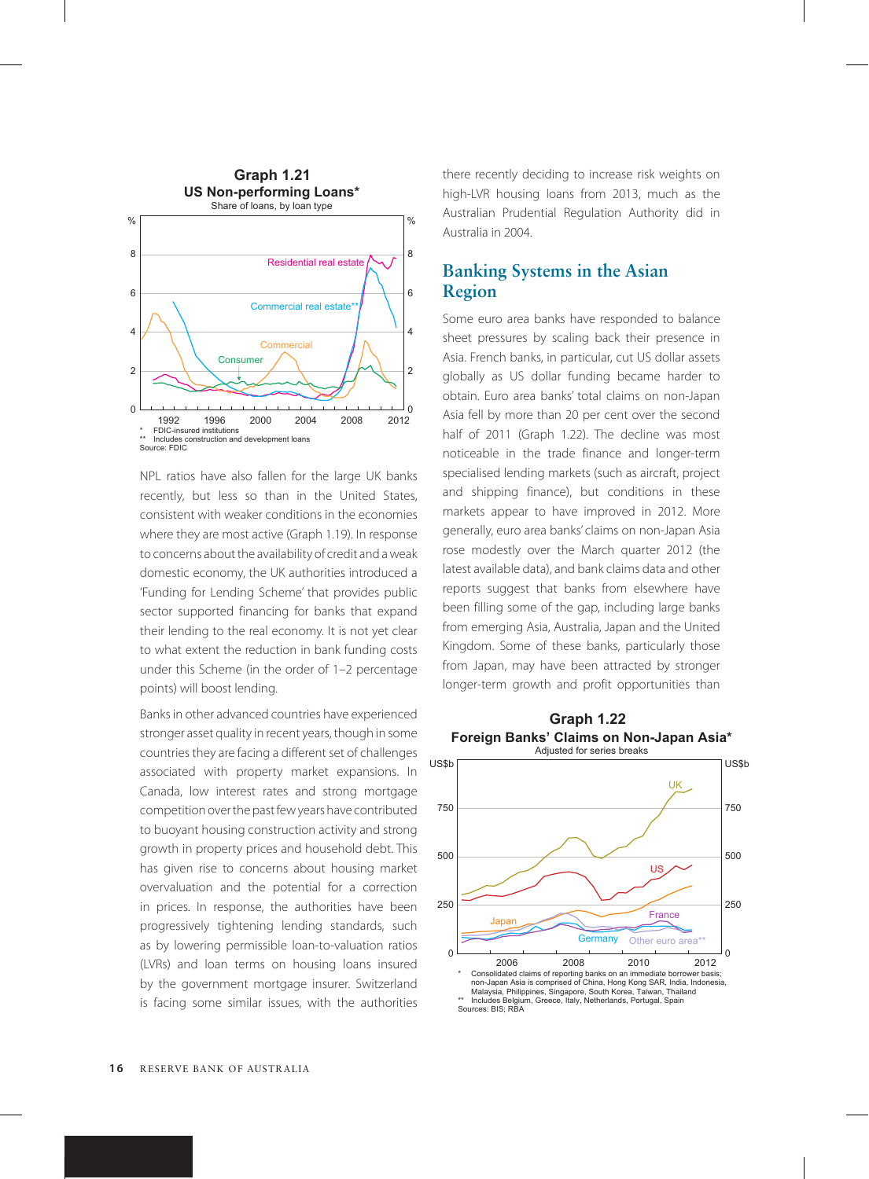**Graph 1.21**
**US Non-performing Loans***
Share of loans, by loan type

\* FDIC-insured institutions
\*\* Includes construction and development loans
Source: FDIC

NPL ratios have also fallen for the large UK banks recently, but less so than in the United States, consistent with weaker conditions in the economies where they are most active (Graph 1.19). In response to concerns about the availability of credit and a weak domestic economy, the UK authorities introduced a 'Funding for Lending Scheme' that provides public sector supported financing for banks that expand their lending to the real economy. It is not yet clear to what extent the reduction in bank funding costs under this Scheme (in the order of 1–2 percentage points) will boost lending.

Banks in other advanced countries have experienced stronger asset quality in recent years, though in some countries they are facing a different set of challenges associated with property market expansions. In Canada, low interest rates and strong mortgage competition over the past few years have contributed to buoyant housing construction activity and strong growth in property prices and household debt. This has given rise to concerns about housing market overvaluation and the potential for a correction in prices. In response, the authorities have been progressively tightening lending standards, such as by lowering permissible loan-to-valuation ratios (LVRs) and loan terms on housing loans insured by the government mortgage insurer. Switzerland is facing some similar issues, with the authorities there recently deciding to increase risk weights on high-LVR housing loans from 2013, much as the Australian Prudential Regulation Authority did in Australia in 2004.

## Banking Systems in the Asian Region

Some euro area banks have responded to balance sheet pressures by scaling back their presence in Asia. French banks, in particular, cut US dollar assets globally as US dollar funding became harder to obtain. Euro area banks' total claims on non-Japan Asia fell by more than 20 per cent over the second half of 2011 (Graph 1.22). The decline was most noticeable in the trade finance and longer-term specialised lending markets (such as aircraft, project and shipping finance), but conditions in these markets appear to have improved in 2012. More generally, euro area banks' claims on non-Japan Asia rose modestly over the March quarter 2012 (the latest available data), and bank claims data and other reports suggest that banks from elsewhere have been filling some of the gap, including large banks from emerging Asia, Australia, Japan and the United Kingdom. Some of these banks, particularly those from Japan, may have been attracted by stronger longer-term growth and profit opportunities than

**Graph 1.22**
**Foreign Banks' Claims on Non-Japan Asia***
Adjusted for series breaks

\* Consolidated claims of reporting banks on an immediate borrower basis; non-Japan Asia is comprised of China, Hong Kong SAR, India, Indonesia, Malaysia, Philippines, Singapore, South Korea, Taiwan, Thailand
\*\* Includes Belgium, Greece, Italy, Netherlands, Portugal, Spain
Sources: BIS; RBA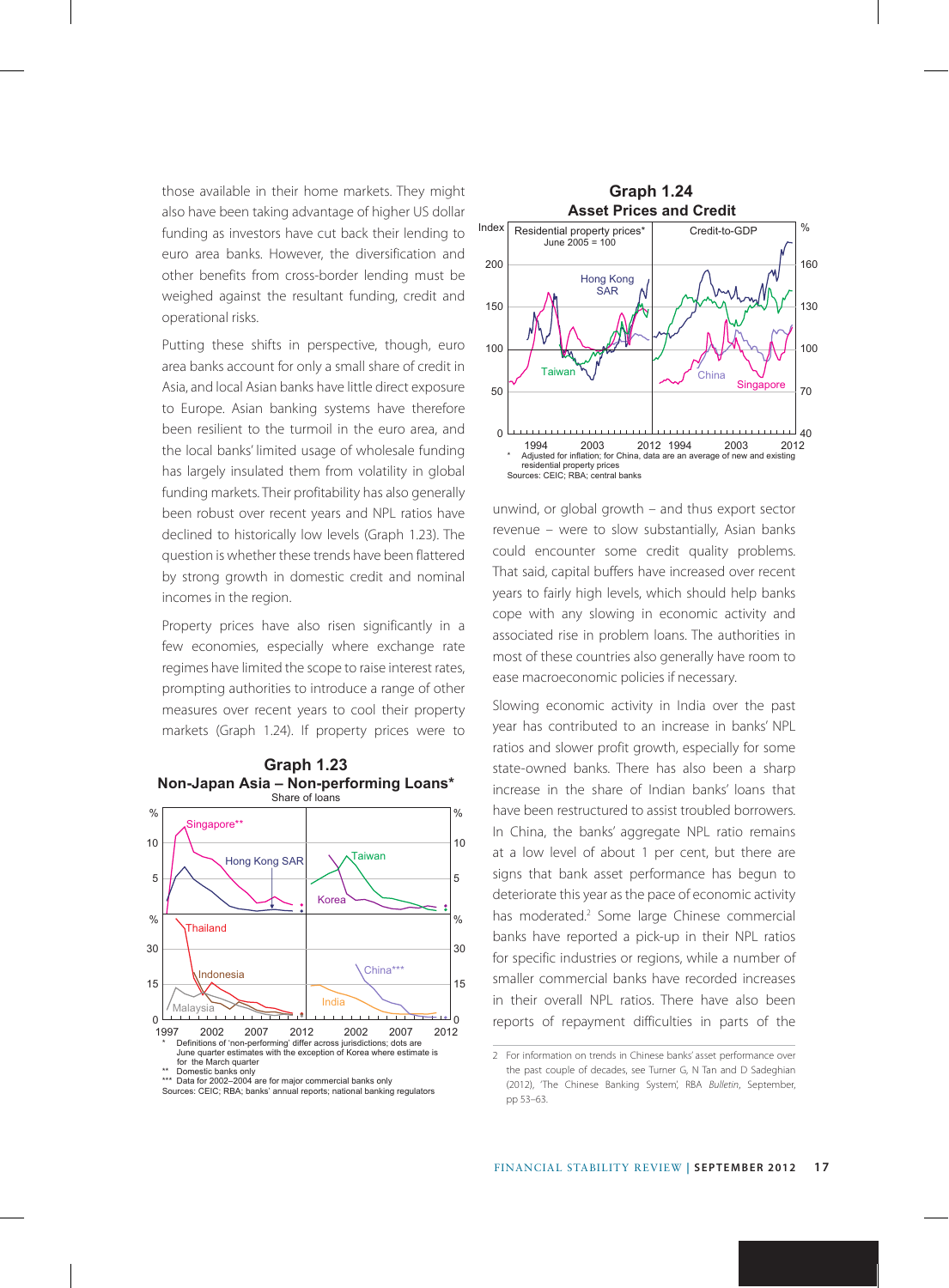those available in their home markets. They might also have been taking advantage of higher US dollar funding as investors have cut back their lending to euro area banks. However, the diversification and other benefits from cross-border lending must be weighed against the resultant funding, credit and operational risks.

Putting these shifts in perspective, though, euro area banks account for only a small share of credit in Asia, and local Asian banks have little direct exposure to Europe. Asian banking systems have therefore been resilient to the turmoil in the euro area, and the local banks' limited usage of wholesale funding has largely insulated them from volatility in global funding markets. Their profitability has also generally been robust over recent years and NPL ratios have declined to historically low levels (Graph 1.23). The question is whether these trends have been flattered by strong growth in domestic credit and nominal incomes in the region.

Property prices have also risen significantly in a few economies, especially where exchange rate regimes have limited the scope to raise interest rates, prompting authorities to introduce a range of other measures over recent years to cool their property markets (Graph 1.24). If property prices were to unwind, or global growth – and thus export sector revenue – were to slow substantially, Asian banks could encounter some credit quality problems. That said, capital buffers have increased over recent years to fairly high levels, which should help banks cope with any slowing in economic activity and associated rise in problem loans. The authorities in most of these countries also generally have room to ease macroeconomic policies if necessary.

**Graph 1.23**
**Non-Japan Asia – Non-performing Loans***
Share of loans

\* Definitions of 'non-performing' differ across jurisdictions; dots are June quarter estimates with the exception of Korea where estimate is for the March quarter
\*\* Domestic banks only
\*\*\* Data for 2002–2004 are for major commercial banks only
Sources: CEIC; RBA; banks' annual reports; national banking regulators

**Graph 1.24**
**Asset Prices and Credit**

\* Adjusted for inflation; for China, data are an average of new and existing residential property prices
Sources: CEIC; RBA; central banks

Slowing economic activity in India over the past year has contributed to an increase in banks' NPL ratios and slower profit growth, especially for some state-owned banks. There has also been a sharp increase in the share of Indian banks' loans that have been restructured to assist troubled borrowers. In China, the banks' aggregate NPL ratio remains at a low level of about 1 per cent, but there are signs that bank asset performance has begun to deteriorate this year as the pace of economic activity has moderated.[2] Some large Chinese commercial banks have reported a pick-up in their NPL ratios for specific industries or regions, while a number of smaller commercial banks have recorded increases in their overall NPL ratios. There have also been reports of repayment difficulties in parts of the

2 For information on trends in Chinese banks' asset performance over the past couple of decades, see Turner G, N Tan and D Sadeghian (2012), 'The Chinese Banking System', RBA *Bulletin*, September, pp 53–63.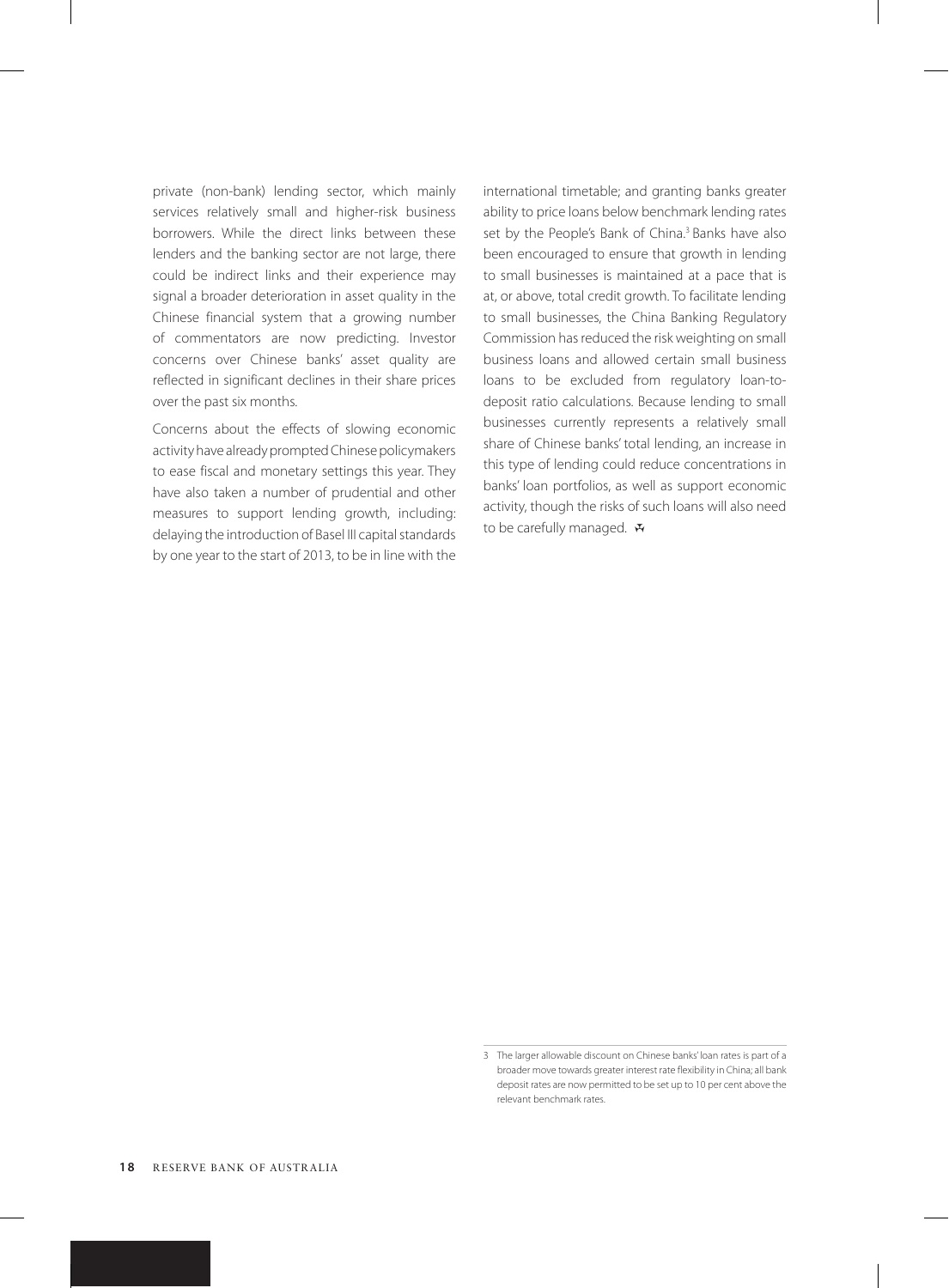private (non-bank) lending sector, which mainly services relatively small and higher-risk business borrowers. While the direct links between these lenders and the banking sector are not large, there could be indirect links and their experience may signal a broader deterioration in asset quality in the Chinese financial system that a growing number of commentators are now predicting. Investor concerns over Chinese banks' asset quality are reflected in significant declines in their share prices over the past six months.

Concerns about the effects of slowing economic activity have already prompted Chinese policymakers to ease fiscal and monetary settings this year. They have also taken a number of prudential and other measures to support lending growth, including: delaying the introduction of Basel III capital standards by one year to the start of 2013, to be in line with the international timetable; and granting banks greater ability to price loans below benchmark lending rates set by the People's Bank of China.[3] Banks have also been encouraged to ensure that growth in lending to small businesses is maintained at a pace that is at, or above, total credit growth. To facilitate lending to small businesses, the China Banking Regulatory Commission has reduced the risk weighting on small business loans and allowed certain small business loans to be excluded from regulatory loan-to-deposit ratio calculations. Because lending to small businesses currently represents a relatively small share of Chinese banks' total lending, an increase in this type of lending could reduce concentrations in banks' loan portfolios, as well as support economic activity, though the risks of such loans will also need to be carefully managed.

3 The larger allowable discount on Chinese banks' loan rates is part of a broader move towards greater interest rate flexibility in China; all bank deposit rates are now permitted to be set up to 10 per cent above the relevant benchmark rates.